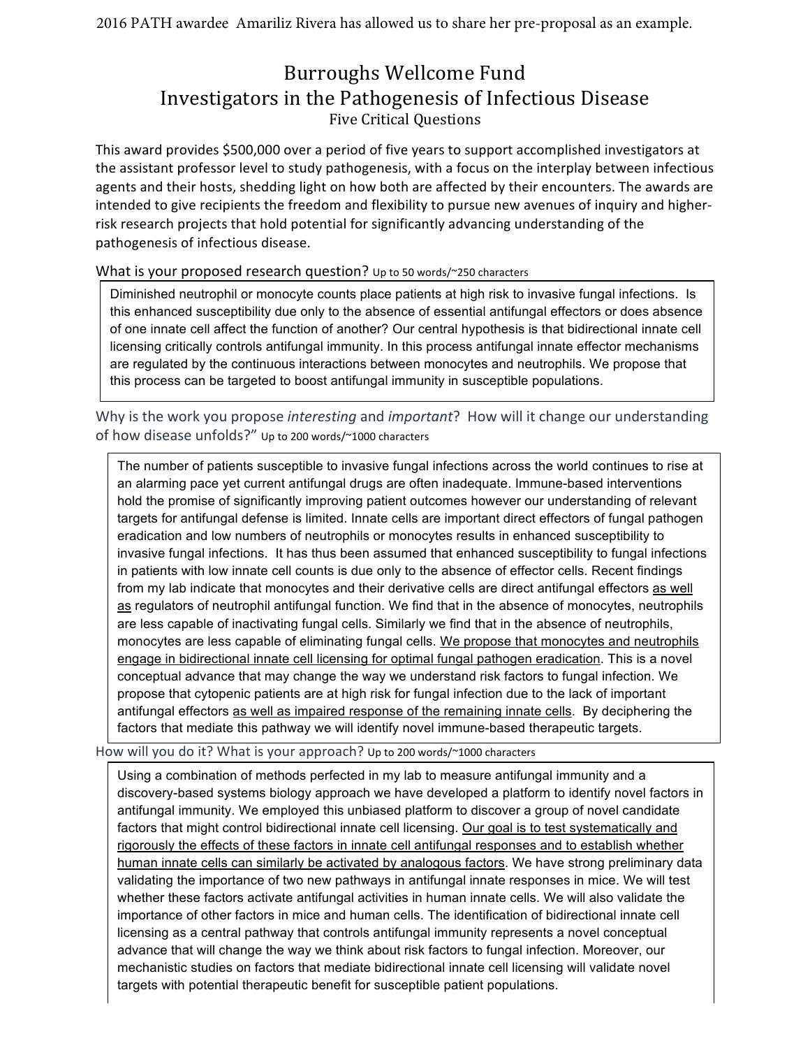2016 PATH awardee Amariliz Rivera has allowed us to share her pre-proposal as an example.

# Burroughs Wellcome Fund
## Investigators in the Pathogenesis of Infectious Disease
### Five Critical Questions

This award provides $500,000 over a period of five years to support accomplished investigators at the assistant professor level to study pathogenesis, with a focus on the interplay between infectious agents and their hosts, shedding light on how both are affected by their encounters. The awards are intended to give recipients the freedom and flexibility to pursue new avenues of inquiry and higher-risk research projects that hold potential for significantly advancing understanding of the pathogenesis of infectious disease.

## What is your proposed research question? Up to 50 words/~250 characters

Diminished neutrophil or monocyte counts place patients at high risk to invasive fungal infections. Is this enhanced susceptibility due only to the absence of essential antifungal effectors or does absence of one innate cell affect the function of another? Our central hypothesis is that bidirectional innate cell licensing critically controls antifungal immunity. In this process antifungal innate effector mechanisms are regulated by the continuous interactions between monocytes and neutrophils. We propose that this process can be targeted to boost antifungal immunity in susceptible populations.

## Why is the work you propose *interesting* and *important*? How will it change our understanding of how disease unfolds?" Up to 200 words/~1000 characters

The number of patients susceptible to invasive fungal infections across the world continues to rise at an alarming pace yet current antifungal drugs are often inadequate. Immune-based interventions hold the promise of significantly improving patient outcomes however our understanding of relevant targets for antifungal defense is limited. Innate cells are important direct effectors of fungal pathogen eradication and low numbers of neutrophils or monocytes results in enhanced susceptibility to invasive fungal infections. It has thus been assumed that enhanced susceptibility to fungal infections in patients with low innate cell counts is due only to the absence of effector cells. Recent findings from my lab indicate that monocytes and their derivative cells are direct antifungal effectors <u>as well as</u> regulators of neutrophil antifungal function. We find that in the absence of monocytes, neutrophils are less capable of inactivating fungal cells. Similarly we find that in the absence of neutrophils, monocytes are less capable of eliminating fungal cells. <u>We propose that monocytes and neutrophils engage in bidirectional innate cell licensing for optimal fungal pathogen eradication</u>. This is a novel conceptual advance that may change the way we understand risk factors to fungal infection. We propose that cytopenic patients are at high risk for fungal infection due to the lack of important antifungal effectors <u>as well as impaired response of the remaining innate cells</u>. By deciphering the factors that mediate this pathway we will identify novel immune-based therapeutic targets.

## How will you do it? What is your approach? Up to 200 words/~1000 characters

Using a combination of methods perfected in my lab to measure antifungal immunity and a discovery-based systems biology approach we have developed a platform to identify novel factors in antifungal immunity. We employed this unbiased platform to discover a group of novel candidate factors that might control bidirectional innate cell licensing. <u>Our goal is to test systematically and rigorously the effects of these factors in innate cell antifungal responses and to establish whether human innate cells can similarly be activated by analogous factors</u>. We have strong preliminary data validating the importance of two new pathways in antifungal innate responses in mice. We will test whether these factors activate antifungal activities in human innate cells. We will also validate the importance of other factors in mice and human cells. The identification of bidirectional innate cell licensing as a central pathway that controls antifungal immunity represents a novel conceptual advance that will change the way we think about risk factors to fungal infection. Moreover, our mechanistic studies on factors that mediate bidirectional innate cell licensing will validate novel targets with potential therapeutic benefit for susceptible patient populations.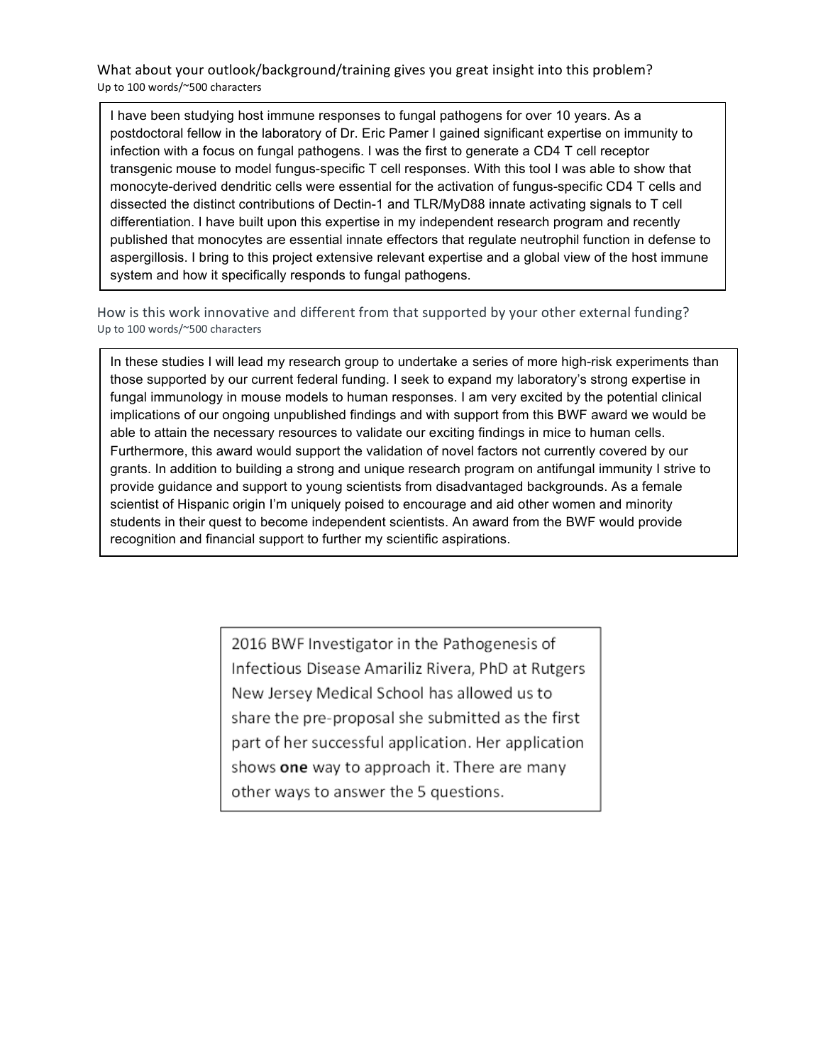### What about your outlook/background/training gives you great insight into this problem?

Up to 100 words/~500 characters

I have been studying host immune responses to fungal pathogens for over 10 years. As a postdoctoral fellow in the laboratory of Dr. Eric Pamer I gained significant expertise on immunity to infection with a focus on fungal pathogens. I was the first to generate a CD4 T cell receptor transgenic mouse to model fungus-specific T cell responses. With this tool I was able to show that monocyte-derived dendritic cells were essential for the activation of fungus-specific CD4 T cells and dissected the distinct contributions of Dectin-1 and TLR/MyD88 innate activating signals to T cell differentiation. I have built upon this expertise in my independent research program and recently published that monocytes are essential innate effectors that regulate neutrophil function in defense to aspergillosis. I bring to this project extensive relevant expertise and a global view of the host immune system and how it specifically responds to fungal pathogens.

### How is this work innovative and different from that supported by your other external funding?

Up to 100 words/~500 characters

In these studies I will lead my research group to undertake a series of more high-risk experiments than those supported by our current federal funding. I seek to expand my laboratory's strong expertise in fungal immunology in mouse models to human responses. I am very excited by the potential clinical implications of our ongoing unpublished findings and with support from this BWF award we would be able to attain the necessary resources to validate our exciting findings in mice to human cells. Furthermore, this award would support the validation of novel factors not currently covered by our grants. In addition to building a strong and unique research program on antifungal immunity I strive to provide guidance and support to young scientists from disadvantaged backgrounds. As a female scientist of Hispanic origin I'm uniquely poised to encourage and aid other women and minority students in their quest to become independent scientists. An award from the BWF would provide recognition and financial support to further my scientific aspirations.

2016 BWF Investigator in the Pathogenesis of Infectious Disease Amariliz Rivera, PhD at Rutgers New Jersey Medical School has allowed us to share the pre-proposal she submitted as the first part of her successful application. Her application shows **one** way to approach it. There are many other ways to answer the 5 questions.